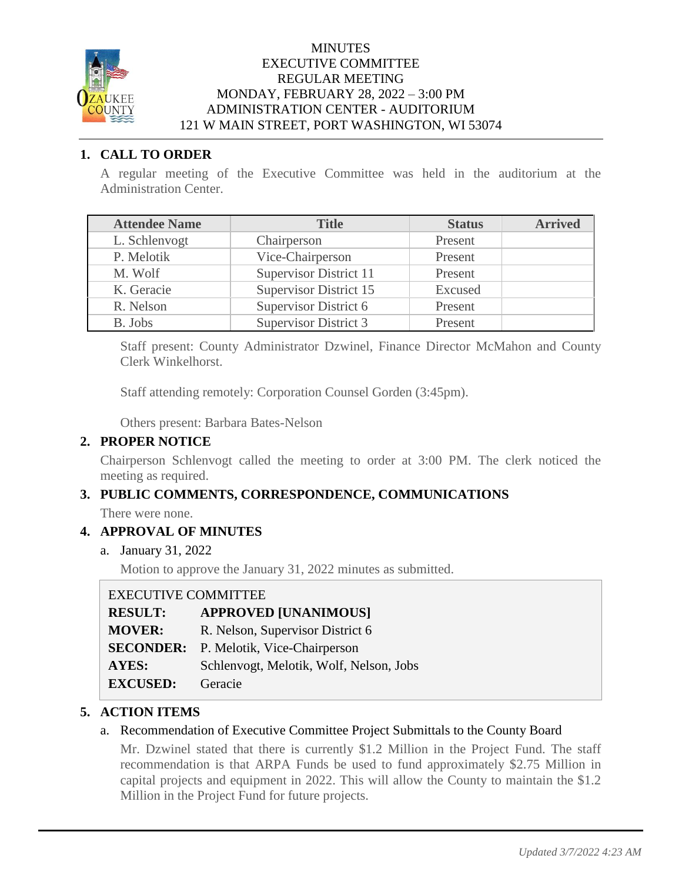MINUTES
EXECUTIVE COMMITTEE
REGULAR MEETING
MONDAY, FEBRUARY 28, 2022 – 3:00 PM
ADMINISTRATION CENTER - AUDITORIUM
121 W MAIN STREET, PORT WASHINGTON, WI 53074

## 1. CALL TO ORDER

A regular meeting of the Executive Committee was held in the auditorium at the Administration Center.

| Attendee Name | Title | Status | Arrived |
|---|---|---|---|
| L. Schlenvogt | Chairperson | Present | |
| P. Melotik | Vice-Chairperson | Present | |
| M. Wolf | Supervisor District 11 | Present | |
| K. Geracie | Supervisor District 15 | Excused | |
| R. Nelson | Supervisor District 6 | Present | |
| B. Jobs | Supervisor District 3 | Present | |

Staff present: County Administrator Dzwinel, Finance Director McMahon and County Clerk Winkelhorst.

Staff attending remotely: Corporation Counsel Gorden (3:45pm).

Others present: Barbara Bates-Nelson

## 2. PROPER NOTICE

Chairperson Schlenvogt called the meeting to order at 3:00 PM. The clerk noticed the meeting as required.

## 3. PUBLIC COMMENTS, CORRESPONDENCE, COMMUNICATIONS

There were none.

## 4. APPROVAL OF MINUTES

a. January 31, 2022

Motion to approve the January 31, 2022 minutes as submitted.

EXECUTIVE COMMITTEE

| | |
|---|---|
| **RESULT:** | **APPROVED [UNANIMOUS]** |
| **MOVER:** | R. Nelson, Supervisor District 6 |
| **SECONDER:** | P. Melotik, Vice-Chairperson |
| **AYES:** | Schlenvogt, Melotik, Wolf, Nelson, Jobs |
| **EXCUSED:** | Geracie |

## 5. ACTION ITEMS

a. Recommendation of Executive Committee Project Submittals to the County Board

Mr. Dzwinel stated that there is currently $1.2 Million in the Project Fund. The staff recommendation is that ARPA Funds be used to fund approximately $2.75 Million in capital projects and equipment in 2022. This will allow the County to maintain the $1.2 Million in the Project Fund for future projects.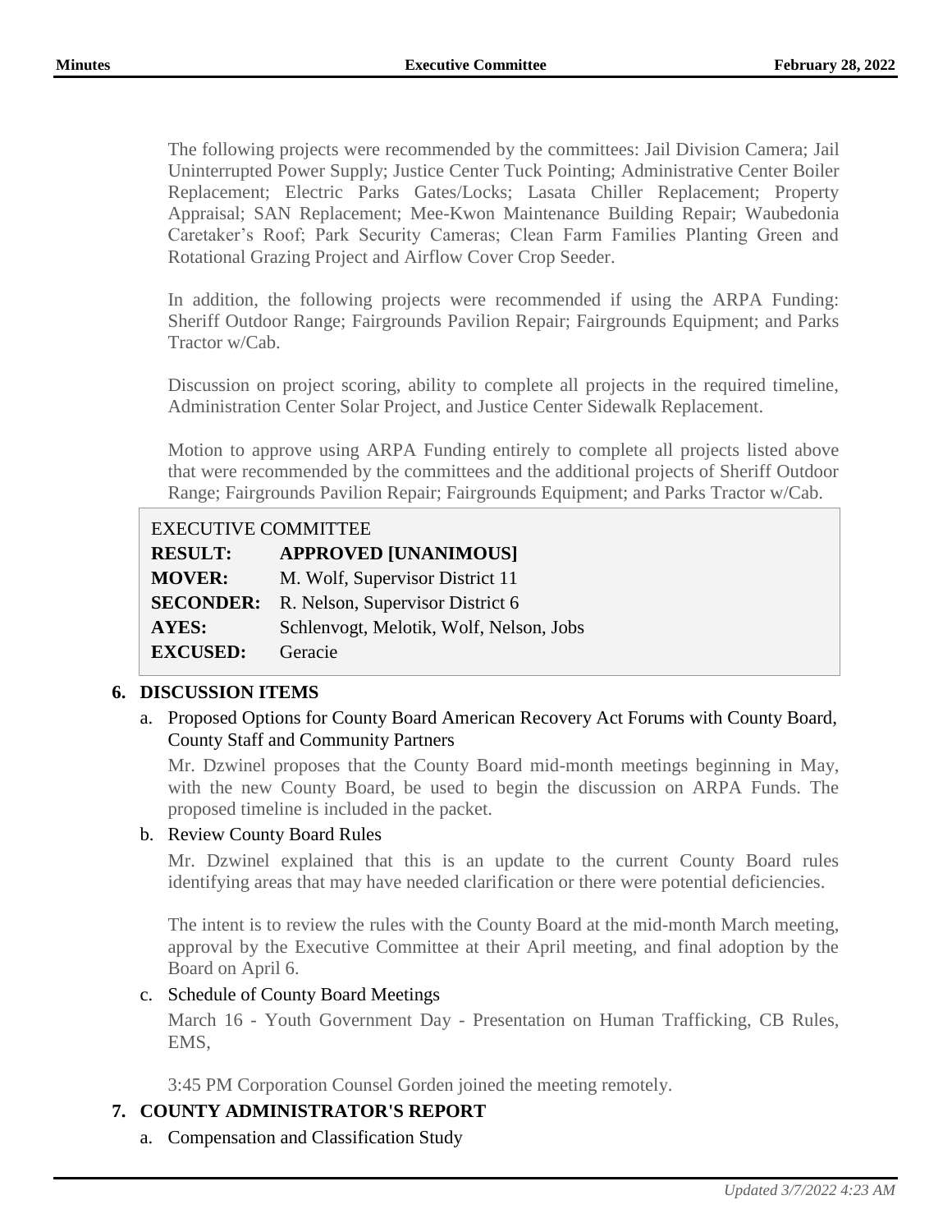The following projects were recommended by the committees: Jail Division Camera; Jail Uninterrupted Power Supply; Justice Center Tuck Pointing; Administrative Center Boiler Replacement; Electric Parks Gates/Locks; Lasata Chiller Replacement; Property Appraisal; SAN Replacement; Mee-Kwon Maintenance Building Repair; Waubedonia Caretaker's Roof; Park Security Cameras; Clean Farm Families Planting Green and Rotational Grazing Project and Airflow Cover Crop Seeder.

In addition, the following projects were recommended if using the ARPA Funding: Sheriff Outdoor Range; Fairgrounds Pavilion Repair; Fairgrounds Equipment; and Parks Tractor w/Cab.

Discussion on project scoring, ability to complete all projects in the required timeline, Administration Center Solar Project, and Justice Center Sidewalk Replacement.

Motion to approve using ARPA Funding entirely to complete all projects listed above that were recommended by the committees and the additional projects of Sheriff Outdoor Range; Fairgrounds Pavilion Repair; Fairgrounds Equipment; and Parks Tractor w/Cab.

| EXECUTIVE COMMITTEE | |
|---|---|
| **RESULT:** | **APPROVED [UNANIMOUS]** |
| **MOVER:** | M. Wolf, Supervisor District 11 |
| **SECONDER:** | R. Nelson, Supervisor District 6 |
| **AYES:** | Schlenvogt, Melotik, Wolf, Nelson, Jobs |
| **EXCUSED:** | Geracie |

## 6. DISCUSSION ITEMS

a. Proposed Options for County Board American Recovery Act Forums with County Board, County Staff and Community Partners

Mr. Dzwinel proposes that the County Board mid-month meetings beginning in May, with the new County Board, be used to begin the discussion on ARPA Funds. The proposed timeline is included in the packet.

b. Review County Board Rules

Mr. Dzwinel explained that this is an update to the current County Board rules identifying areas that may have needed clarification or there were potential deficiencies.

The intent is to review the rules with the County Board at the mid-month March meeting, approval by the Executive Committee at their April meeting, and final adoption by the Board on April 6.

c. Schedule of County Board Meetings

March 16 - Youth Government Day - Presentation on Human Trafficking, CB Rules, EMS,

3:45 PM Corporation Counsel Gorden joined the meeting remotely.

## 7. COUNTY ADMINISTRATOR'S REPORT

a. Compensation and Classification Study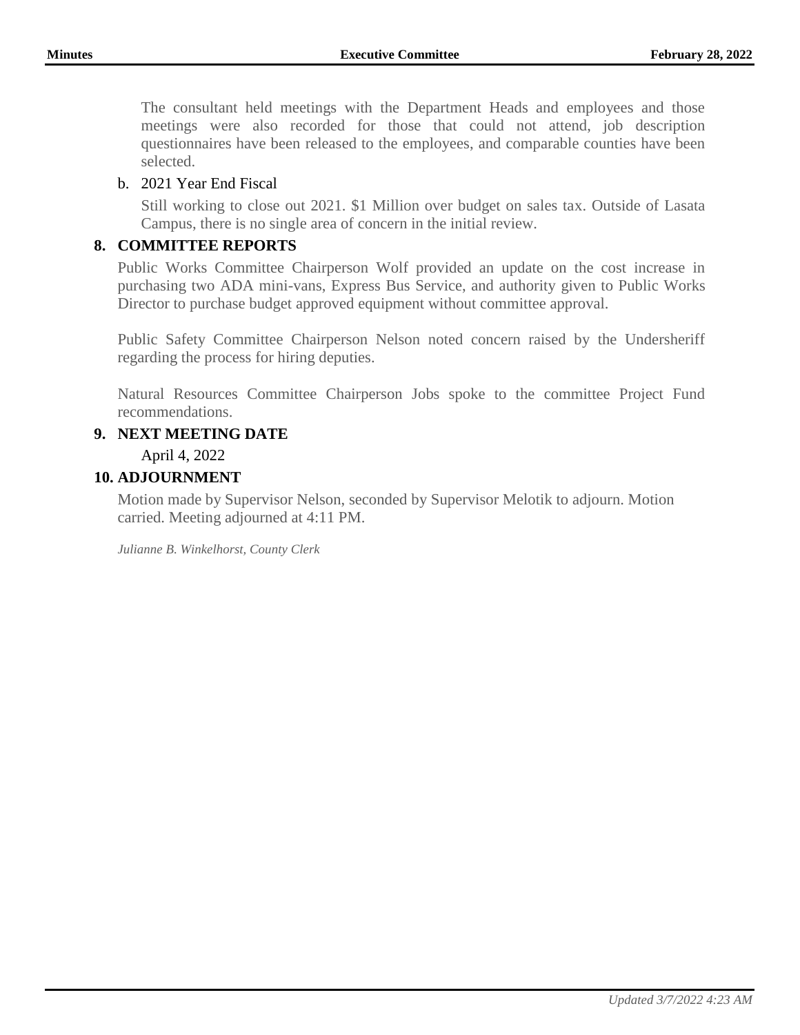The consultant held meetings with the Department Heads and employees and those meetings were also recorded for those that could not attend, job description questionnaires have been released to the employees, and comparable counties have been selected.

b. 2021 Year End Fiscal

Still working to close out 2021. $1 Million over budget on sales tax. Outside of Lasata Campus, there is no single area of concern in the initial review.

## 8. COMMITTEE REPORTS

Public Works Committee Chairperson Wolf provided an update on the cost increase in purchasing two ADA mini-vans, Express Bus Service, and authority given to Public Works Director to purchase budget approved equipment without committee approval.

Public Safety Committee Chairperson Nelson noted concern raised by the Undersheriff regarding the process for hiring deputies.

Natural Resources Committee Chairperson Jobs spoke to the committee Project Fund recommendations.

## 9. NEXT MEETING DATE

April 4, 2022

## 10. ADJOURNMENT

Motion made by Supervisor Nelson, seconded by Supervisor Melotik to adjourn. Motion carried. Meeting adjourned at 4:11 PM.

*Julianne B. Winkelhorst, County Clerk*

*Updated 3/7/2022 4:23 AM*